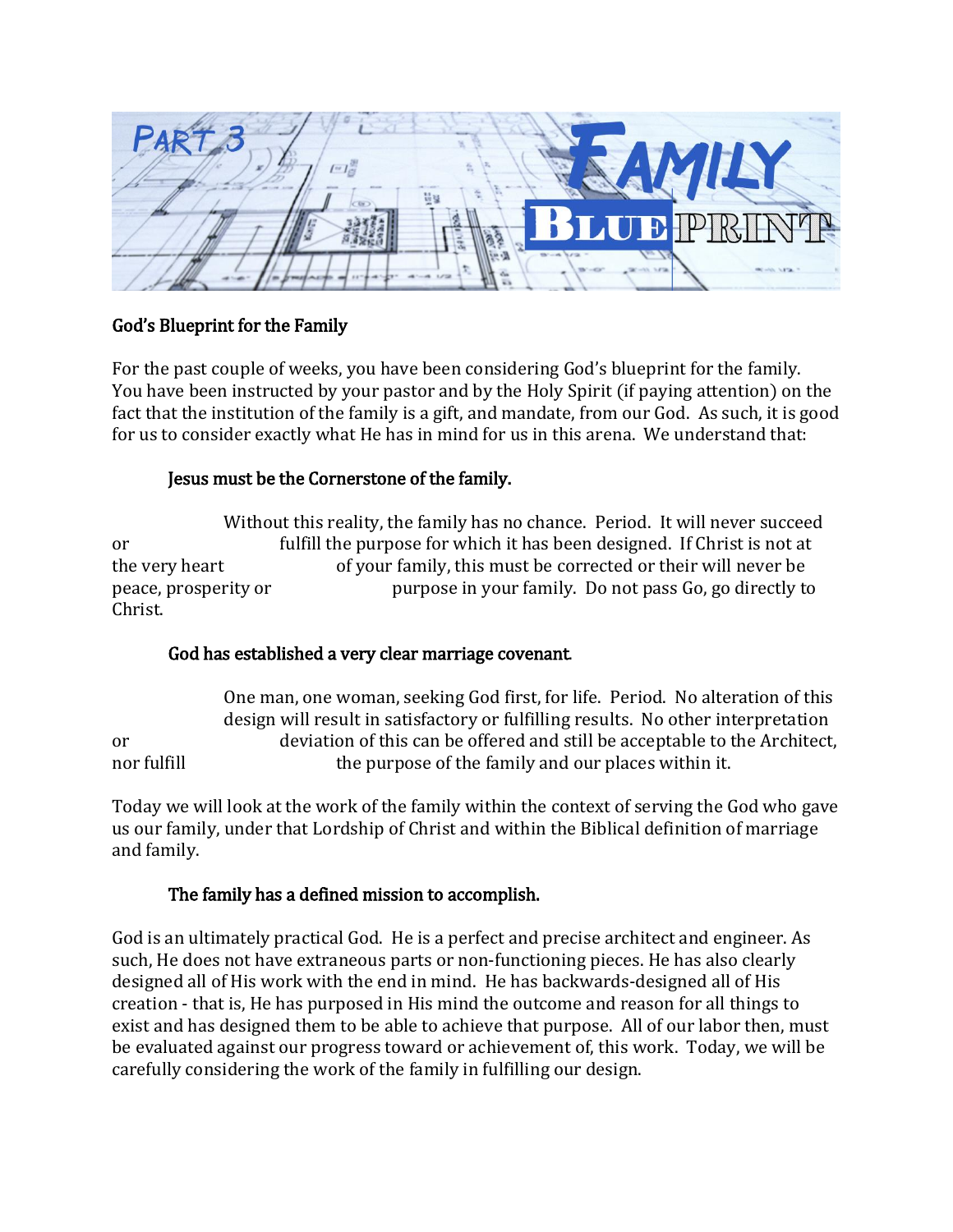# Part 3 Family Blueprint

## God's Blueprint for the Family

For the past couple of weeks, you have been considering God's blueprint for the family. You have been instructed by your pastor and by the Holy Spirit (if paying attention) on the fact that the institution of the family is a gift, and mandate, from our God. As such, it is good for us to consider exactly what He has in mind for us in this arena. We understand that:

### Jesus must be the Cornerstone of the family.

Without this reality, the family has no chance. Period. It will never succeed or fulfill the purpose for which it has been designed. If Christ is not at the very heart of your family, this must be corrected or their will never be peace, prosperity or purpose in your family. Do not pass Go, go directly to Christ.

### God has established a very clear marriage covenant.

One man, one woman, seeking God first, for life. Period. No alteration of this design will result in satisfactory or fulfilling results. No other interpretation or deviation of this can be offered and still be acceptable to the Architect, nor fulfill the purpose of the family and our places within it.

Today we will look at the work of the family within the context of serving the God who gave us our family, under that Lordship of Christ and within the Biblical definition of marriage and family.

### The family has a defined mission to accomplish.

God is an ultimately practical God. He is a perfect and precise architect and engineer. As such, He does not have extraneous parts or non-functioning pieces. He has also clearly designed all of His work with the end in mind. He has backwards-designed all of His creation - that is, He has purposed in His mind the outcome and reason for all things to exist and has designed them to be able to achieve that purpose. All of our labor then, must be evaluated against our progress toward or achievement of, this work. Today, we will be carefully considering the work of the family in fulfilling our design.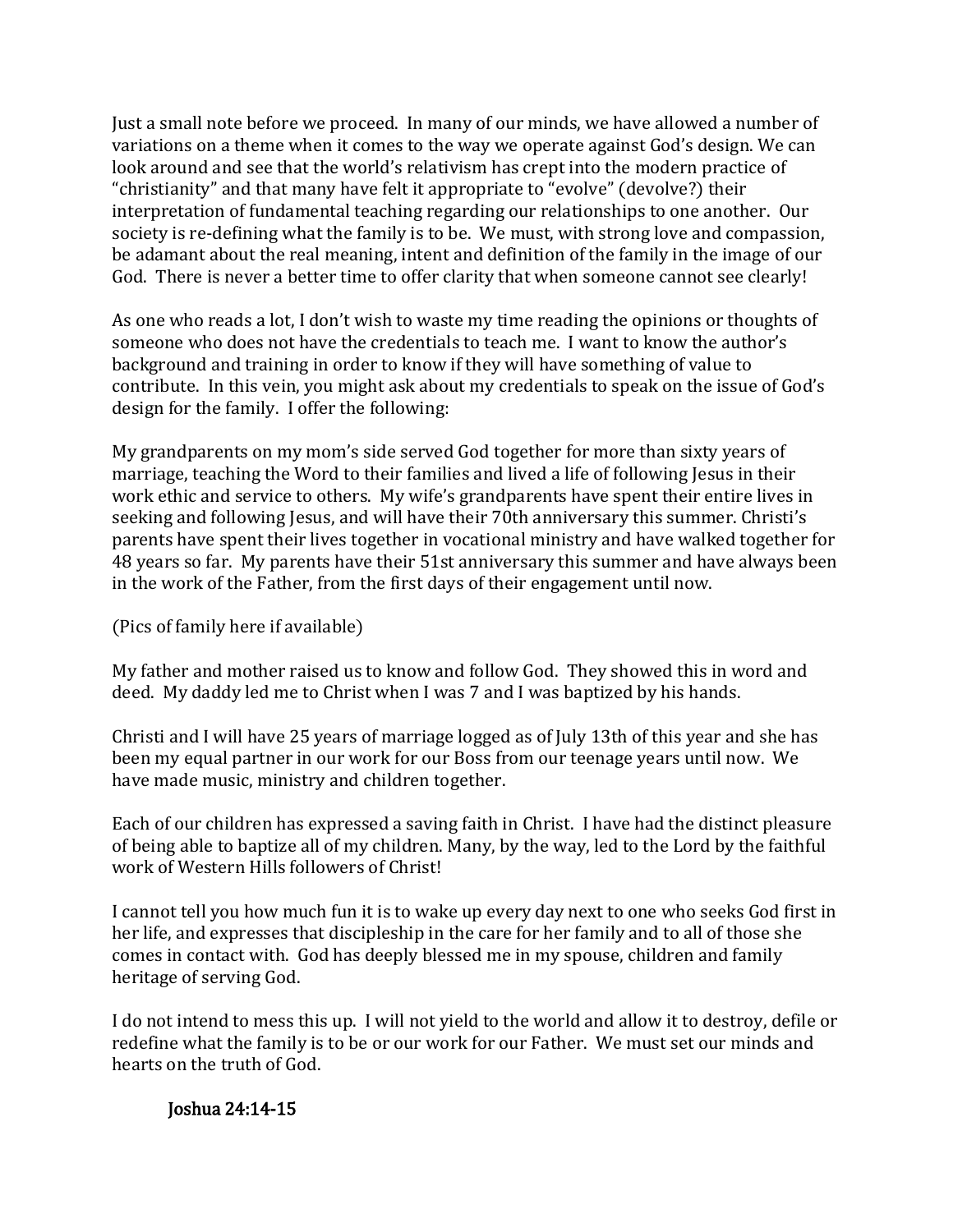Just a small note before we proceed. In many of our minds, we have allowed a number of variations on a theme when it comes to the way we operate against God's design. We can look around and see that the world's relativism has crept into the modern practice of "christianity" and that many have felt it appropriate to "evolve" (devolve?) their interpretation of fundamental teaching regarding our relationships to one another. Our society is re-defining what the family is to be. We must, with strong love and compassion, be adamant about the real meaning, intent and definition of the family in the image of our God. There is never a better time to offer clarity that when someone cannot see clearly!

As one who reads a lot, I don't wish to waste my time reading the opinions or thoughts of someone who does not have the credentials to teach me. I want to know the author's background and training in order to know if they will have something of value to contribute. In this vein, you might ask about my credentials to speak on the issue of God's design for the family. I offer the following:

My grandparents on my mom's side served God together for more than sixty years of marriage, teaching the Word to their families and lived a life of following Jesus in their work ethic and service to others. My wife's grandparents have spent their entire lives in seeking and following Jesus, and will have their 70th anniversary this summer. Christi's parents have spent their lives together in vocational ministry and have walked together for 48 years so far. My parents have their 51st anniversary this summer and have always been in the work of the Father, from the first days of their engagement until now.

(Pics of family here if available)

My father and mother raised us to know and follow God. They showed this in word and deed. My daddy led me to Christ when I was 7 and I was baptized by his hands.

Christi and I will have 25 years of marriage logged as of July 13th of this year and she has been my equal partner in our work for our Boss from our teenage years until now. We have made music, ministry and children together.

Each of our children has expressed a saving faith in Christ. I have had the distinct pleasure of being able to baptize all of my children. Many, by the way, led to the Lord by the faithful work of Western Hills followers of Christ!

I cannot tell you how much fun it is to wake up every day next to one who seeks God first in her life, and expresses that discipleship in the care for her family and to all of those she comes in contact with. God has deeply blessed me in my spouse, children and family heritage of serving God.

I do not intend to mess this up. I will not yield to the world and allow it to destroy, defile or redefine what the family is to be or our work for our Father. We must set our minds and hearts on the truth of God.

**Joshua 24:14-15**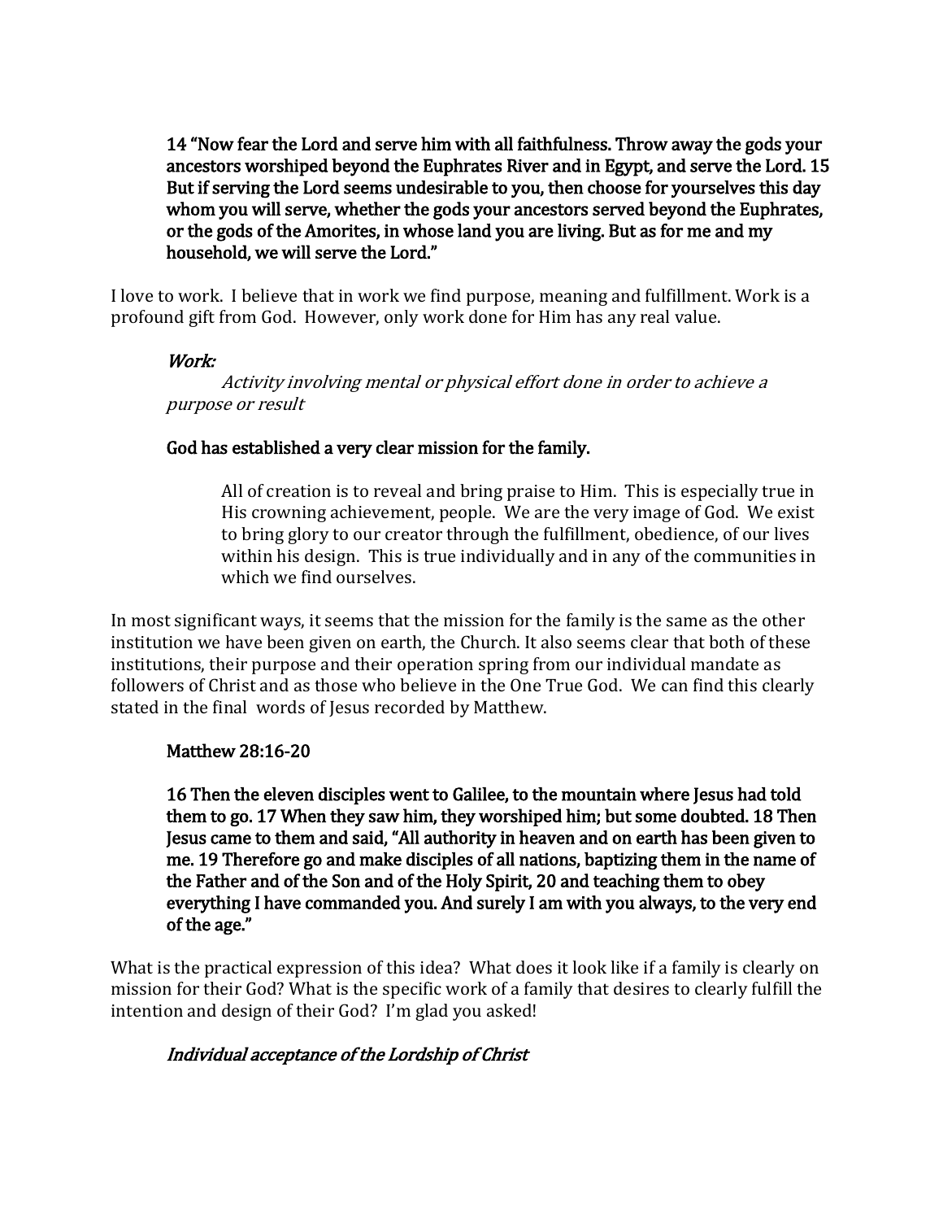**14 "Now fear the Lord and serve him with all faithfulness. Throw away the gods your ancestors worshiped beyond the Euphrates River and in Egypt, and serve the Lord. 15 But if serving the Lord seems undesirable to you, then choose for yourselves this day whom you will serve, whether the gods your ancestors served beyond the Euphrates, or the gods of the Amorites, in whose land you are living. But as for me and my household, we will serve the Lord."**

I love to work. I believe that in work we find purpose, meaning and fulfillment. Work is a profound gift from God. However, only work done for Him has any real value.

*Work:*

*Activity involving mental or physical effort done in order to achieve a purpose or result*

**God has established a very clear mission for the family.**

All of creation is to reveal and bring praise to Him. This is especially true in His crowning achievement, people. We are the very image of God. We exist to bring glory to our creator through the fulfillment, obedience, of our lives within his design. This is true individually and in any of the communities in which we find ourselves.

In most significant ways, it seems that the mission for the family is the same as the other institution we have been given on earth, the Church. It also seems clear that both of these institutions, their purpose and their operation spring from our individual mandate as followers of Christ and as those who believe in the One True God. We can find this clearly stated in the final words of Jesus recorded by Matthew.

**Matthew 28:16-20**

**16 Then the eleven disciples went to Galilee, to the mountain where Jesus had told them to go. 17 When they saw him, they worshiped him; but some doubted. 18 Then Jesus came to them and said, "All authority in heaven and on earth has been given to me. 19 Therefore go and make disciples of all nations, baptizing them in the name of the Father and of the Son and of the Holy Spirit, 20 and teaching them to obey everything I have commanded you. And surely I am with you always, to the very end of the age."**

What is the practical expression of this idea? What does it look like if a family is clearly on mission for their God? What is the specific work of a family that desires to clearly fulfill the intention and design of their God? I'm glad you asked!

***Individual acceptance of the Lordship of Christ***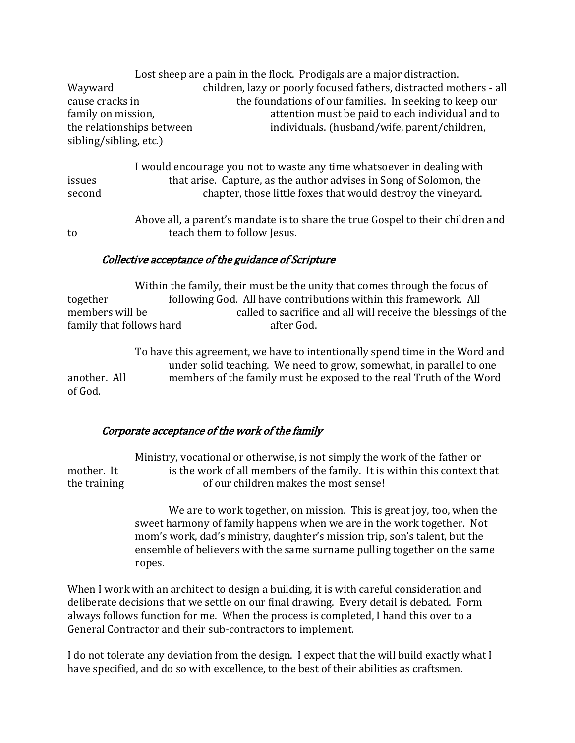Lost sheep are a pain in the flock. Prodigals are a major distraction. Wayward children, lazy or poorly focused fathers, distracted mothers - all cause cracks in the foundations of our families. In seeking to keep our family on mission, attention must be paid to each individual and to the relationships between individuals. (husband/wife, parent/children, sibling/sibling, etc.)

I would encourage you not to waste any time whatsoever in dealing with issues that arise. Capture, as the author advises in Song of Solomon, the second chapter, those little foxes that would destroy the vineyard.

Above all, a parent's mandate is to share the true Gospel to their children and to teach them to follow Jesus.

*Collective acceptance of the guidance of Scripture*

Within the family, their must be the unity that comes through the focus of together following God. All have contributions within this framework. All members will be called to sacrifice and all will receive the blessings of the family that follows hard after God.

To have this agreement, we have to intentionally spend time in the Word and under solid teaching. We need to grow, somewhat, in parallel to one another. All members of the family must be exposed to the real Truth of the Word of God.

*Corporate acceptance of the work of the family*

Ministry, vocational or otherwise, is not simply the work of the father or mother. It is the work of all members of the family. It is within this context that the training of our children makes the most sense!

> We are to work together, on mission. This is great joy, too, when the sweet harmony of family happens when we are in the work together. Not mom's work, dad's ministry, daughter's mission trip, son's talent, but the ensemble of believers with the same surname pulling together on the same ropes.

When I work with an architect to design a building, it is with careful consideration and deliberate decisions that we settle on our final drawing. Every detail is debated. Form always follows function for me. When the process is completed, I hand this over to a General Contractor and their sub-contractors to implement.

I do not tolerate any deviation from the design. I expect that the will build exactly what I have specified, and do so with excellence, to the best of their abilities as craftsmen.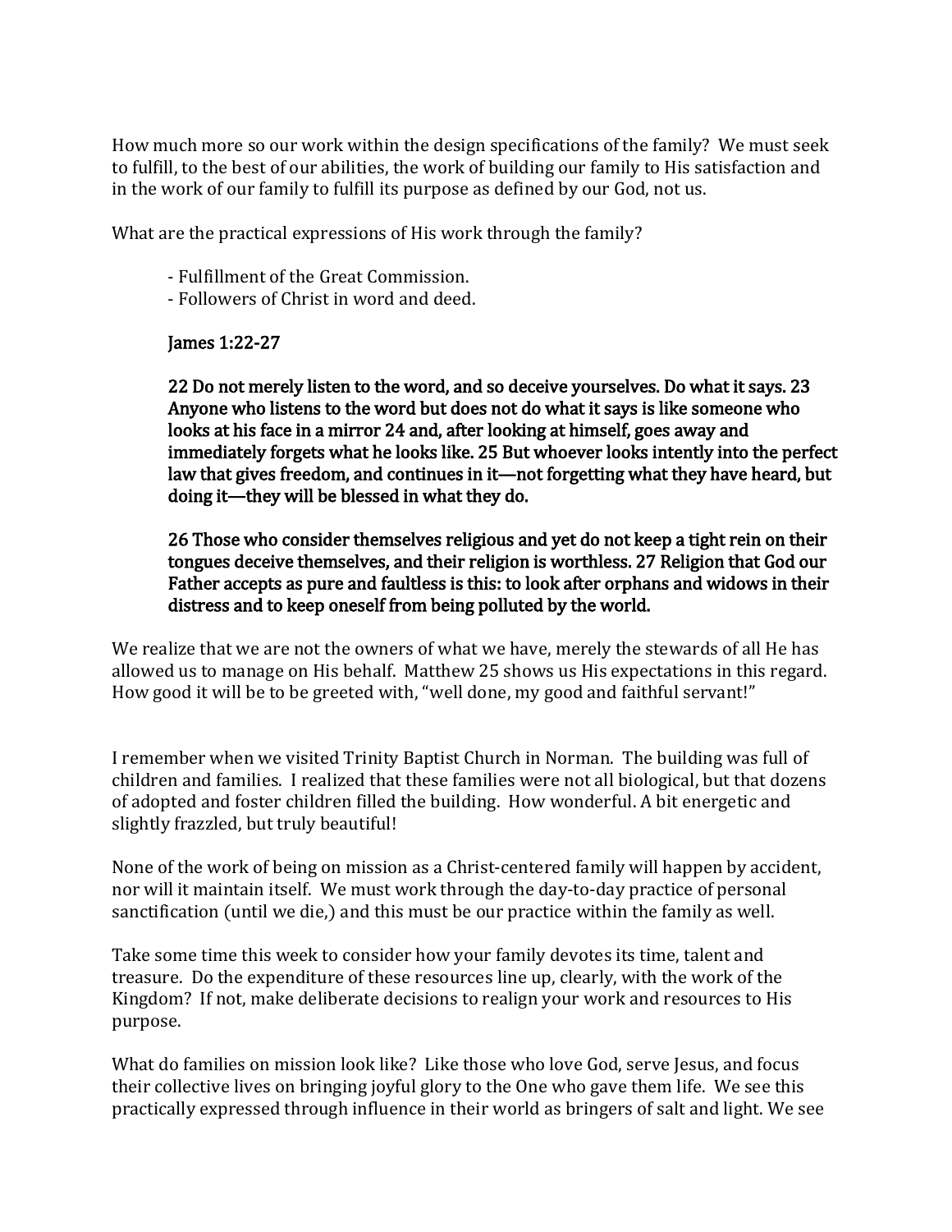How much more so our work within the design specifications of the family? We must seek to fulfill, to the best of our abilities, the work of building our family to His satisfaction and in the work of our family to fulfill its purpose as defined by our God, not us.

What are the practical expressions of His work through the family?

- Fulfillment of the Great Commission.
- Followers of Christ in word and deed.

**James 1:22-27**

**22 Do not merely listen to the word, and so deceive yourselves. Do what it says. 23 Anyone who listens to the word but does not do what it says is like someone who looks at his face in a mirror 24 and, after looking at himself, goes away and immediately forgets what he looks like. 25 But whoever looks intently into the perfect law that gives freedom, and continues in it—not forgetting what they have heard, but doing it—they will be blessed in what they do.**

**26 Those who consider themselves religious and yet do not keep a tight rein on their tongues deceive themselves, and their religion is worthless. 27 Religion that God our Father accepts as pure and faultless is this: to look after orphans and widows in their distress and to keep oneself from being polluted by the world.**

We realize that we are not the owners of what we have, merely the stewards of all He has allowed us to manage on His behalf. Matthew 25 shows us His expectations in this regard. How good it will be to be greeted with, "well done, my good and faithful servant!"

I remember when we visited Trinity Baptist Church in Norman. The building was full of children and families. I realized that these families were not all biological, but that dozens of adopted and foster children filled the building. How wonderful. A bit energetic and slightly frazzled, but truly beautiful!

None of the work of being on mission as a Christ-centered family will happen by accident, nor will it maintain itself. We must work through the day-to-day practice of personal sanctification (until we die,) and this must be our practice within the family as well.

Take some time this week to consider how your family devotes its time, talent and treasure. Do the expenditure of these resources line up, clearly, with the work of the Kingdom? If not, make deliberate decisions to realign your work and resources to His purpose.

What do families on mission look like? Like those who love God, serve Jesus, and focus their collective lives on bringing joyful glory to the One who gave them life. We see this practically expressed through influence in their world as bringers of salt and light. We see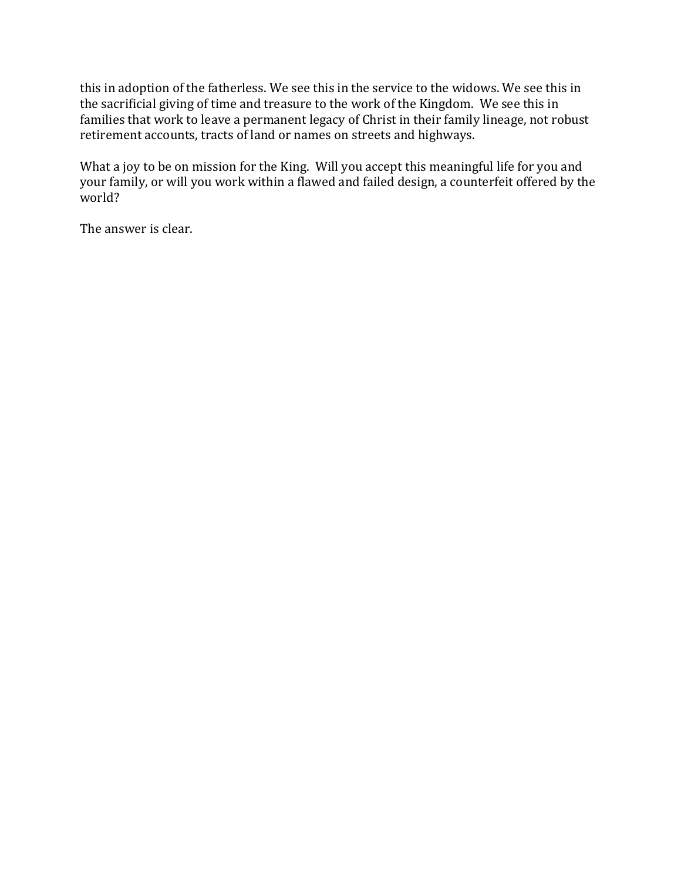this in adoption of the fatherless. We see this in the service to the widows. We see this in the sacrificial giving of time and treasure to the work of the Kingdom. We see this in families that work to leave a permanent legacy of Christ in their family lineage, not robust retirement accounts, tracts of land or names on streets and highways.

What a joy to be on mission for the King. Will you accept this meaningful life for you and your family, or will you work within a flawed and failed design, a counterfeit offered by the world?

The answer is clear.